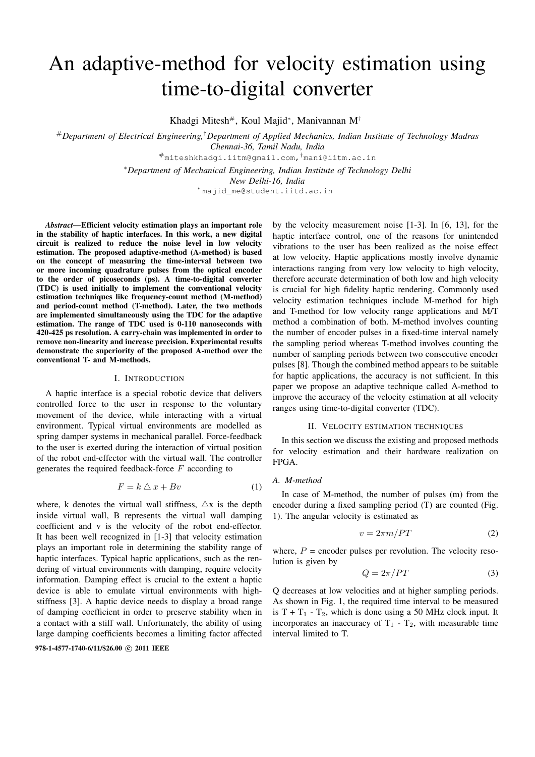# An adaptive-method for velocity estimation using time-to-digital converter

Khadgi Mitesh#, Koul Majid*, Manivannan M†

#*Department of Electrical Engineering,* †*Department of Applied Mechanics, Indian Institute of Technology Madras*
*Chennai-36, Tamil Nadu, India*
#miteshkhadgi.iitm@gmail.com, †mani@iitm.ac.in

**Department of Mechanical Engineering, Indian Institute of Technology Delhi*
*New Delhi-16, India*
*majid_me@student.iitd.ac.in

***Abstract*—Efficient velocity estimation plays an important role in the stability of haptic interfaces. In this work, a new digital circuit is realized to reduce the noise level in low velocity estimation. The proposed adaptive-method (A-method) is based on the concept of measuring the time-interval between two or more incoming quadrature pulses from the optical encoder to the order of picoseconds (ps). A time-to-digital converter (TDC) is used initially to implement the conventional velocity estimation techniques like frequency-count method (M-method) and period-count method (T-method). Later, the two methods are implemented simultaneously using the TDC for the adaptive estimation. The range of TDC used is 0-110 nanoseconds with 420-425 ps resolution. A carry-chain was implemented in order to remove non-linearity and increase precision. Experimental results demonstrate the superiority of the proposed A-method over the conventional T- and M-methods.**

## I. Introduction

A haptic interface is a special robotic device that delivers controlled force to the user in response to the voluntary movement of the device, while interacting with a virtual environment. Typical virtual environments are modelled as spring damper systems in mechanical parallel. Force-feedback to the user is exerted during the interaction of virtual position of the robot end-effector with the virtual wall. The controller generates the required feedback-force $F$ according to

$$F = k \triangle x + Bv \tag{1}$$

where, k denotes the virtual wall stiffness, $\triangle$x is the depth inside virtual wall, B represents the virtual wall damping coefficient and v is the velocity of the robot end-effector. It has been well recognized in [1-3] that velocity estimation plays an important role in determining the stability range of haptic interfaces. Typical haptic applications, such as the rendering of virtual environments with damping, require velocity information. Damping effect is crucial to the extent a haptic device is able to emulate virtual environments with high-stiffness [3]. A haptic device needs to display a broad range of damping coefficient in order to preserve stability when in a contact with a stiff wall. Unfortunately, the ability of using large damping coefficients becomes a limiting factor affected by the velocity measurement noise [1-3]. In [6, 13], for the haptic interface control, one of the reasons for unintended vibrations to the user has been realized as the noise effect at low velocity. Haptic applications mostly involve dynamic interactions ranging from very low velocity to high velocity, therefore accurate determination of both low and high velocity is crucial for high fidelity haptic rendering. Commonly used velocity estimation techniques include M-method for high and T-method for low velocity range applications and M/T method a combination of both. M-method involves counting the number of encoder pulses in a fixed-time interval namely the sampling period whereas T-method involves counting the number of sampling periods between two consecutive encoder pulses [8]. Though the combined method appears to be suitable for haptic applications, the accuracy is not sufficient. In this paper we propose an adaptive technique called A-method to improve the accuracy of the velocity estimation at all velocity ranges using time-to-digital converter (TDC).

## II. Velocity estimation techniques

In this section we discuss the existing and proposed methods for velocity estimation and their hardware realization on FPGA.

### *A. M-method*

In case of M-method, the number of pulses (m) from the encoder during a fixed sampling period (T) are counted (Fig. 1). The angular velocity is estimated as

$$v = 2\pi m/PT \tag{2}$$

where, $P$ = encoder pulses per revolution. The velocity resolution is given by

$$Q = 2\pi/PT \tag{3}$$

Q decreases at low velocities and at higher sampling periods. As shown in Fig. 1, the required time interval to be measured is T + $T_1$ - $T_2$, which is done using a 50 MHz clock input. It incorporates an inaccuracy of $T_1$ - $T_2$, with measurable time interval limited to T.

978-1-4577-1740-6/11/$26.00 © 2011 IEEE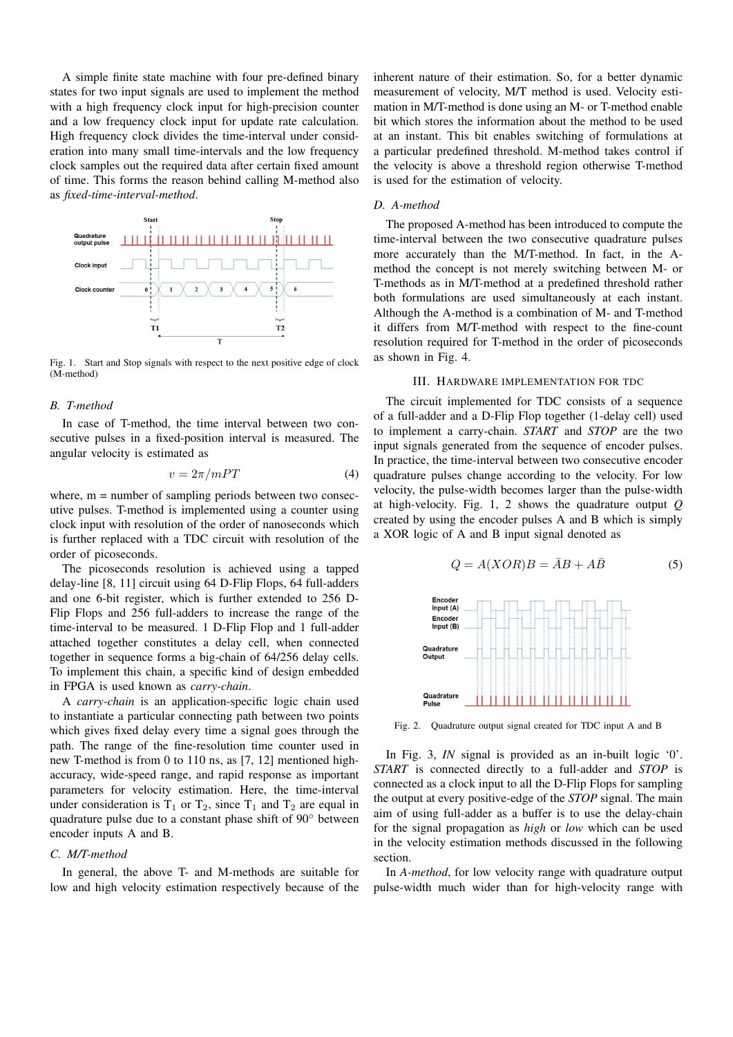A simple finite state machine with four pre-defined binary states for two input signals are used to implement the method with a high frequency clock input for high-precision counter and a low frequency clock input for update rate calculation. High frequency clock divides the time-interval under consideration into many small time-intervals and the low frequency clock samples out the required data after certain fixed amount of time. This forms the reason behind calling M-method also as *fixed-time-interval-method*.

Fig. 1. Start and Stop signals with respect to the next positive edge of clock (M-method)

### B. T-method

In case of T-method, the time interval between two consecutive pulses in a fixed-position interval is measured. The angular velocity is estimated as

$$v = 2\pi/mPT \tag{4}$$

where, m = number of sampling periods between two consecutive pulses. T-method is implemented using a counter using clock input with resolution of the order of nanoseconds which is further replaced with a TDC circuit with resolution of the order of picoseconds.

The picoseconds resolution is achieved using a tapped delay-line [8, 11] circuit using 64 D-Flip Flops, 64 full-adders and one 6-bit register, which is further extended to 256 D-Flip Flops and 256 full-adders to increase the range of the time-interval to be measured. 1 D-Flip Flop and 1 full-adder attached together constitutes a delay cell, when connected together in sequence forms a big-chain of 64/256 delay cells. To implement this chain, a specific kind of design embedded in FPGA is used known as *carry-chain*.

A *carry-chain* is an application-specific logic chain used to instantiate a particular connecting path between two points which gives fixed delay every time a signal goes through the path. The range of the fine-resolution time counter used in new T-method is from 0 to 110 ns, as [7, 12] mentioned high-accuracy, wide-speed range, and rapid response as important parameters for velocity estimation. Here, the time-interval under consideration is $T_1$ or $T_2$, since $T_1$ and $T_2$ are equal in quadrature pulse due to a constant phase shift of $90^\circ$ between encoder inputs A and B.

### C. M/T-method

In general, the above T- and M-methods are suitable for low and high velocity estimation respectively because of the inherent nature of their estimation. So, for a better dynamic measurement of velocity, M/T method is used. Velocity estimation in M/T-method is done using an M- or T-method enable bit which stores the information about the method to be used at an instant. This bit enables switching of formulations at a particular predefined threshold. M-method takes control if the velocity is above a threshold region otherwise T-method is used for the estimation of velocity.

### D. A-method

The proposed A-method has been introduced to compute the time-interval between the two consecutive quadrature pulses more accurately than the M/T-method. In fact, in the A-method the concept is not merely switching between M- or T-methods as in M/T-method at a predefined threshold rather both formulations are used simultaneously at each instant. Although the A-method is a combination of M- and T-method it differs from M/T-method with respect to the fine-count resolution required for T-method in the order of picoseconds as shown in Fig. 4.

## III. Hardware Implementation for TDC

The circuit implemented for TDC consists of a sequence of a full-adder and a D-Flip Flop together (1-delay cell) used to implement a carry-chain. *START* and *STOP* are the two input signals generated from the sequence of encoder pulses. In practice, the time-interval between two consecutive encoder quadrature pulses change according to the velocity. For low velocity, the pulse-width becomes larger than the pulse-width at high-velocity. Fig. 1, 2 shows the quadrature output *Q* created by using the encoder pulses A and B which is simply a XOR logic of A and B input signal denoted as

$$Q = A(XOR)B = \bar{A}B + A\bar{B} \tag{5}$$

Fig. 2. Quadrature output signal created for TDC input A and B

In Fig. 3, *IN* signal is provided as an in-built logic '0'. *START* is connected directly to a full-adder and *STOP* is connected as a clock input to all the D-Flip Flops for sampling the output at every positive-edge of the *STOP* signal. The main aim of using full-adder as a buffer is to use the delay-chain for the signal propagation as *high* or *low* which can be used in the velocity estimation methods discussed in the following section.

In *A-method*, for low velocity range with quadrature output pulse-width much wider than for high-velocity range with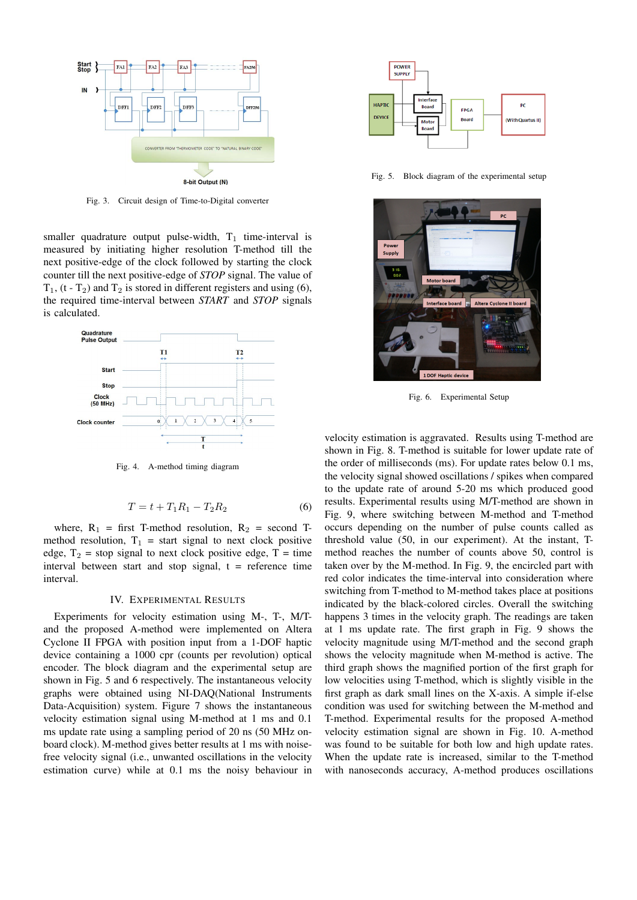Fig. 3. Circuit design of Time-to-Digital converter

smaller quadrature output pulse-width, $T_1$ time-interval is measured by initiating higher resolution T-method till the next positive-edge of the clock followed by starting the clock counter till the next positive-edge of *STOP* signal. The value of $T_1$, (t - $T_2$) and $T_2$ is stored in different registers and using (6), the required time-interval between *START* and *STOP* signals is calculated.

Fig. 4. A-method timing diagram

$$T = t + T_1 R_1 - T_2 R_2 \tag{6}$$

where, $R_1$ = first T-method resolution, $R_2$ = second T-method resolution, $T_1$ = start signal to next clock positive edge, $T_2$ = stop signal to next clock positive edge, T = time interval between start and stop signal, t = reference time interval.

## IV. Experimental Results

Experiments for velocity estimation using M-, T-, M/T- and the proposed A-method were implemented on Altera Cyclone II FPGA with position input from a 1-DOF haptic device containing a 1000 cpr (counts per revolution) optical encoder. The block diagram and the experimental setup are shown in Fig. 5 and 6 respectively. The instantaneous velocity graphs were obtained using NI-DAQ(National Instruments Data-Acquisition) system. Figure 7 shows the instantaneous velocity estimation signal using M-method at 1 ms and 0.1 ms update rate using a sampling period of 20 ns (50 MHz on-board clock). M-method gives better results at 1 ms with noise-free velocity signal (i.e., unwanted oscillations in the velocity estimation curve) while at 0.1 ms the noisy behaviour in velocity estimation is aggravated. Results using T-method are shown in Fig. 8. T-method is suitable for lower update rate of the order of milliseconds (ms). For update rates below 0.1 ms, the velocity signal showed oscillations / spikes when compared to the update rate of around 5-20 ms which produced good results. Experimental results using M/T-method are shown in Fig. 9, where switching between M-method and T-method occurs depending on the number of pulse counts called as threshold value (50, in our experiment). At the instant, T-method reaches the number of counts above 50, control is taken over by the M-method. In Fig. 9, the encircled part with red color indicates the time-interval into consideration where switching from T-method to M-method takes place at positions indicated by the black-colored circles. Overall the switching happens 3 times in the velocity graph. The readings are taken at 1 ms update rate. The first graph in Fig. 9 shows the velocity magnitude using M/T-method and the second graph shows the velocity magnitude when M-method is active. The third graph shows the magnified portion of the first graph for low velocities using T-method, which is slightly visible in the first graph as dark small lines on the X-axis. A simple if-else condition was used for switching between the M-method and T-method. Experimental results for the proposed A-method velocity estimation signal are shown in Fig. 10. A-method was found to be suitable for both low and high update rates. When the update rate is increased, similar to the T-method with nanoseconds accuracy, A-method produces oscillations

Fig. 5. Block diagram of the experimental setup

Fig. 6. Experimental Setup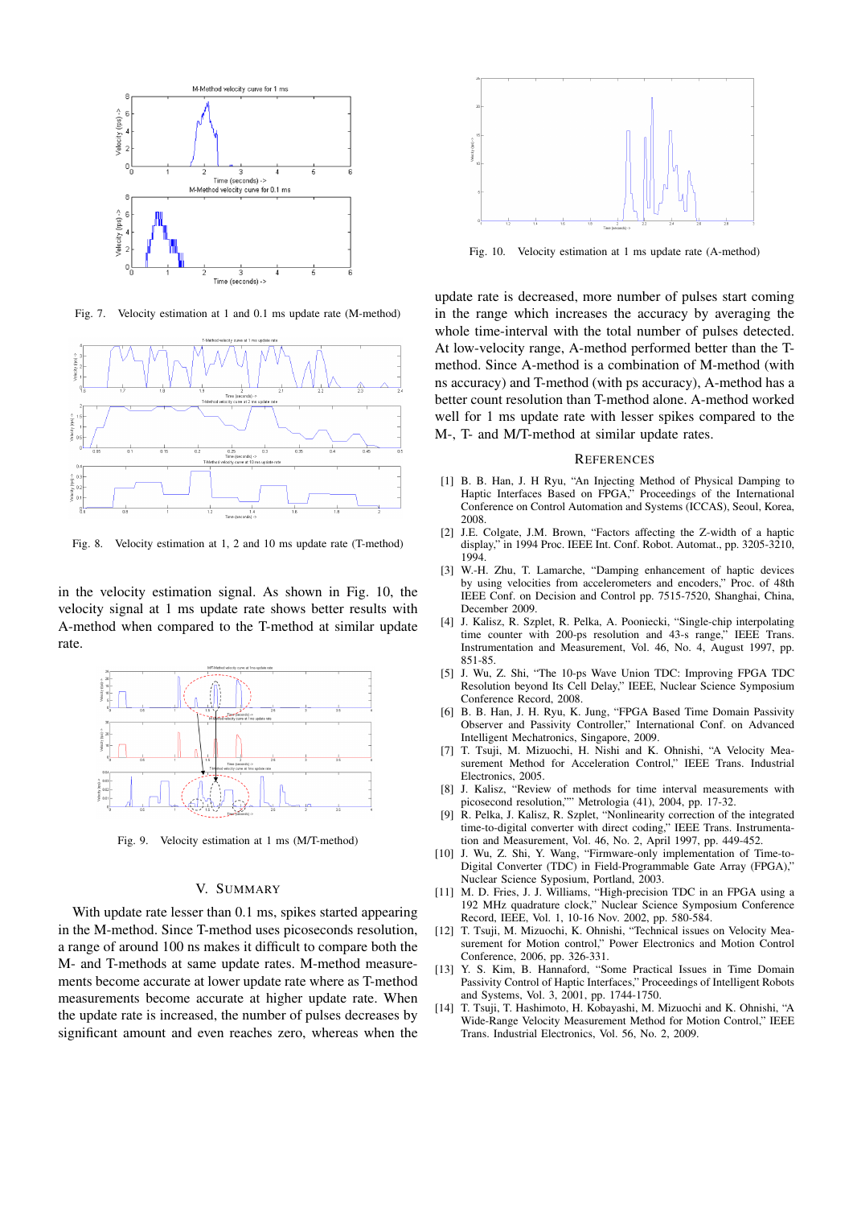M-Method velocity curve for 1 ms

Velocity (fps) ->

Time (seconds) ->

M-Method velocity curve for 0.1 ms

Velocity (fps) ->

Time (seconds) ->

Fig. 7. Velocity estimation at 1 and 0.1 ms update rate (M-method)

T-Method velocity curve at 1 ms update rate

T-Method velocity curve at 2 ms update rate

T-Method velocity curve at 10 ms update rate

Velocity (fps) ->

Time (seconds) ->

Fig. 8. Velocity estimation at 1, 2 and 10 ms update rate (T-method)

in the velocity estimation signal. As shown in Fig. 10, the velocity signal at 1 ms update rate shows better results with A-method when compared to the T-method at similar update rate.

M/T-Method velocity curve at 1ms update rate

M-Method velocity curve at 1ms update rate

T-Method velocity curve at 1ms update rate

Velocity (fps) ->

Time (seconds) ->

Fig. 9. Velocity estimation at 1 ms (M/T-method)

## V. Summary

With update rate lesser than 0.1 ms, spikes started appearing in the M-method. Since T-method uses picoseconds resolution, a range of around 100 ns makes it difficult to compare both the M- and T-methods at same update rates. M-method measurements become accurate at lower update rate where as T-method measurements become accurate at higher update rate. When the update rate is increased, the number of pulses decreases by significant amount and even reaches zero, whereas when the update rate is decreased, more number of pulses start coming in the range which increases the accuracy by averaging the whole time-interval with the total number of pulses detected. At low-velocity range, A-method performed better than the T-method. Since A-method is a combination of M-method (with ns accuracy) and T-method (with ps accuracy), A-method has a better count resolution than T-method alone. A-method worked well for 1 ms update rate with lesser spikes compared to the M-, T- and M/T-method at similar update rates.

Velocity (fps) ->

Time (seconds) ->

Fig. 10. Velocity estimation at 1 ms update rate (A-method)

## References

[1] B. B. Han, J. H Ryu, "An Injecting Method of Physical Damping to Haptic Interfaces Based on FPGA," Proceedings of the International Conference on Control Automation and Systems (ICCAS), Seoul, Korea, 2008.

[2] J.E. Colgate, J.M. Brown, "Factors affecting the Z-width of a haptic display," in 1994 Proc. IEEE Int. Conf. Robot. Automat., pp. 3205-3210, 1994.

[3] W.-H. Zhu, T. Lamarche, "Damping enhancement of haptic devices by using velocities from accelerometers and encoders," Proc. of 48th IEEE Conf. on Decision and Control pp. 7515-7520, Shanghai, China, December 2009.

[4] J. Kalisz, R. Szplet, R. Pelka, A. Pooniecki, "Single-chip interpolating time counter with 200-ps resolution and 43-s range," IEEE Trans. Instrumentation and Measurement, Vol. 46, No. 4, August 1997, pp. 851-85.

[5] J. Wu, Z. Shi, "The 10-ps Wave Union TDC: Improving FPGA TDC Resolution beyond Its Cell Delay," IEEE, Nuclear Science Symposium Conference Record, 2008.

[6] B. B. Han, J. H. Ryu, K. Jung, "FPGA Based Time Domain Passivity Observer and Passivity Controller," International Conf. on Advanced Intelligent Mechatronics, Singapore, 2009.

[7] T. Tsuji, M. Mizuochi, H. Nishi and K. Ohnishi, "A Velocity Measurement Method for Acceleration Control," IEEE Trans. Industrial Electronics, 2005.

[8] J. Kalisz, "Review of methods for time interval measurements with picosecond resolution,"" Metrologia (41), 2004, pp. 17-32.

[9] R. Pelka, J. Kalisz, R. Szplet, "Nonlinearity correction of the integrated time-to-digital converter with direct coding," IEEE Trans. Instrumentation and Measurement, Vol. 46, No. 2, April 1997, pp. 449-452.

[10] J. Wu, Z. Shi, Y. Wang, "Firmware-only implementation of Time-to-Digital Converter (TDC) in Field-Programmable Gate Array (FPGA)," Nuclear Science Syposium, Portland, 2003.

[11] M. D. Fries, J. J. Williams, "High-precision TDC in an FPGA using a 192 MHz quadrature clock," Nuclear Science Symposium Conference Record, IEEE, Vol. 1, 10-16 Nov. 2002, pp. 580-584.

[12] T. Tsuji, M. Mizuochi, K. Ohnishi, "Technical issues on Velocity Measurement for Motion control," Power Electronics and Motion Control Conference, 2006, pp. 326-331.

[13] Y. S. Kim, B. Hannaford, "Some Practical Issues in Time Domain Passivity Control of Haptic Interfaces," Proceedings of Intelligent Robots and Systems, Vol. 3, 2001, pp. 1744-1750.

[14] T. Tsuji, T. Hashimoto, H. Kobayashi, M. Mizuochi and K. Ohnishi, "A Wide-Range Velocity Measurement Method for Motion Control," IEEE Trans. Industrial Electronics, Vol. 56, No. 2, 2009.